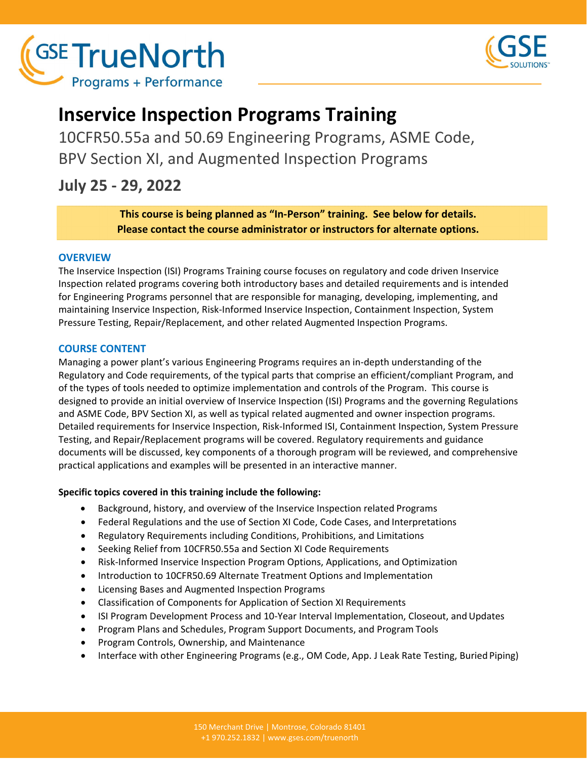GSE TrueNorth
Programs + Performance

GSE SOLUTIONS

# Inservice Inspection Programs Training

## 10CFR50.55a and 50.69 Engineering Programs, ASME Code, BPV Section XI, and Augmented Inspection Programs

## July 25 - 29, 2022

**This course is being planned as "In-Person" training. See below for details.**
**Please contact the course administrator or instructors for alternate options.**

### OVERVIEW

The Inservice Inspection (ISI) Programs Training course focuses on regulatory and code driven Inservice Inspection related programs covering both introductory bases and detailed requirements and is intended for Engineering Programs personnel that are responsible for managing, developing, implementing, and maintaining Inservice Inspection, Risk-Informed Inservice Inspection, Containment Inspection, System Pressure Testing, Repair/Replacement, and other related Augmented Inspection Programs.

### COURSE CONTENT

Managing a power plant's various Engineering Programs requires an in-depth understanding of the Regulatory and Code requirements, of the typical parts that comprise an efficient/compliant Program, and of the types of tools needed to optimize implementation and controls of the Program. This course is designed to provide an initial overview of Inservice Inspection (ISI) Programs and the governing Regulations and ASME Code, BPV Section XI, as well as typical related augmented and owner inspection programs. Detailed requirements for Inservice Inspection, Risk-Informed ISI, Containment Inspection, System Pressure Testing, and Repair/Replacement programs will be covered. Regulatory requirements and guidance documents will be discussed, key components of a thorough program will be reviewed, and comprehensive practical applications and examples will be presented in an interactive manner.

**Specific topics covered in this training include the following:**

- Background, history, and overview of the Inservice Inspection related Programs
- Federal Regulations and the use of Section XI Code, Code Cases, and Interpretations
- Regulatory Requirements including Conditions, Prohibitions, and Limitations
- Seeking Relief from 10CFR50.55a and Section XI Code Requirements
- Risk-Informed Inservice Inspection Program Options, Applications, and Optimization
- Introduction to 10CFR50.69 Alternate Treatment Options and Implementation
- Licensing Bases and Augmented Inspection Programs
- Classification of Components for Application of Section XI Requirements
- ISI Program Development Process and 10-Year Interval Implementation, Closeout, and Updates
- Program Plans and Schedules, Program Support Documents, and Program Tools
- Program Controls, Ownership, and Maintenance
- Interface with other Engineering Programs (e.g., OM Code, App. J Leak Rate Testing, Buried Piping)

150 Merchant Drive | Montrose, Colorado 81401
+1 970.252.1832 | www.gses.com/truenorth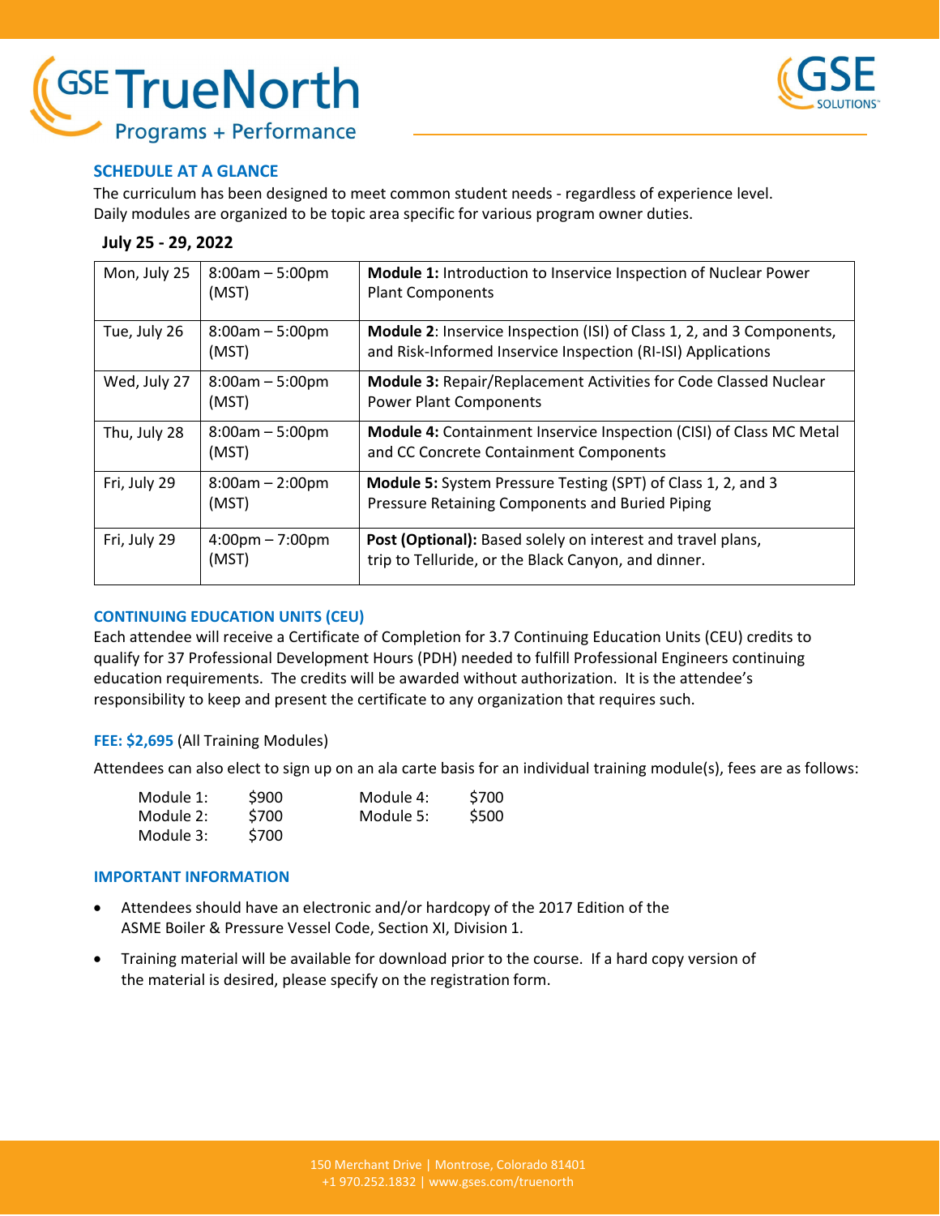## SCHEDULE AT A GLANCE

The curriculum has been designed to meet common student needs - regardless of experience level. Daily modules are organized to be topic area specific for various program owner duties.

**July 25 - 29, 2022**

| | | |
|---|---|---|
| Mon, July 25 | 8:00am – 5:00pm (MST) | **Module 1:** Introduction to Inservice Inspection of Nuclear Power Plant Components |
| Tue, July 26 | 8:00am – 5:00pm (MST) | **Module 2**: Inservice Inspection (ISI) of Class 1, 2, and 3 Components, and Risk-Informed Inservice Inspection (RI-ISI) Applications |
| Wed, July 27 | 8:00am – 5:00pm (MST) | **Module 3:** Repair/Replacement Activities for Code Classed Nuclear Power Plant Components |
| Thu, July 28 | 8:00am – 5:00pm (MST) | **Module 4:** Containment Inservice Inspection (CISI) of Class MC Metal and CC Concrete Containment Components |
| Fri, July 29 | 8:00am – 2:00pm (MST) | **Module 5:** System Pressure Testing (SPT) of Class 1, 2, and 3 Pressure Retaining Components and Buried Piping |
| Fri, July 29 | 4:00pm – 7:00pm (MST) | **Post (Optional):** Based solely on interest and travel plans, trip to Telluride, or the Black Canyon, and dinner. |

## CONTINUING EDUCATION UNITS (CEU)

Each attendee will receive a Certificate of Completion for 3.7 Continuing Education Units (CEU) credits to qualify for 37 Professional Development Hours (PDH) needed to fulfill Professional Engineers continuing education requirements. The credits will be awarded without authorization. It is the attendee's responsibility to keep and present the certificate to any organization that requires such.

**FEE: $2,695** (All Training Modules)

Attendees can also elect to sign up on an ala carte basis for an individual training module(s), fees are as follows:

| | | | |
|---|---|---|---|
| Module 1: | $900 | Module 4: | $700 |
| Module 2: | $700 | Module 5: | $500 |
| Module 3: | $700 | | |

## IMPORTANT INFORMATION

- Attendees should have an electronic and/or hardcopy of the 2017 Edition of the ASME Boiler & Pressure Vessel Code, Section XI, Division 1.
- Training material will be available for download prior to the course. If a hard copy version of the material is desired, please specify on the registration form.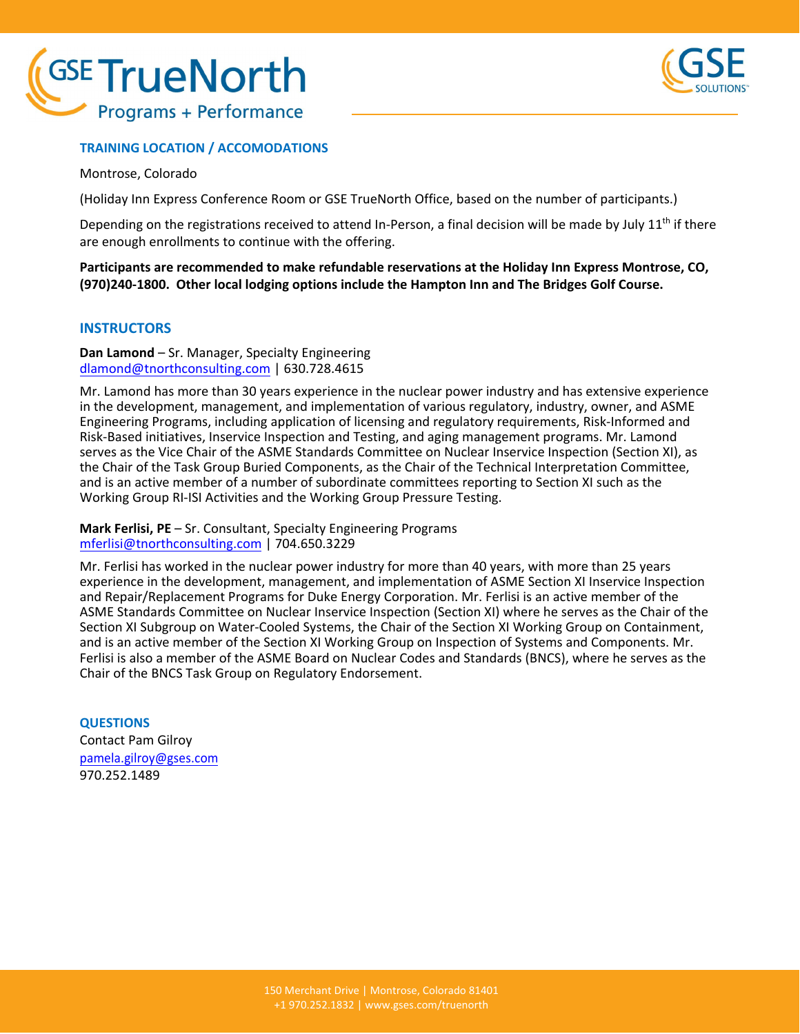## TRAINING LOCATION / ACCOMODATIONS

Montrose, Colorado

(Holiday Inn Express Conference Room or GSE TrueNorth Office, based on the number of participants.)

Depending on the registrations received to attend In-Person, a final decision will be made by July 11th if there are enough enrollments to continue with the offering.

**Participants are recommended to make refundable reservations at the Holiday Inn Express Montrose, CO, (970)240-1800. Other local lodging options include the Hampton Inn and The Bridges Golf Course.**

## INSTRUCTORS

**Dan Lamond** – Sr. Manager, Specialty Engineering
dlamond@tnorthconsulting.com | 630.728.4615

Mr. Lamond has more than 30 years experience in the nuclear power industry and has extensive experience in the development, management, and implementation of various regulatory, industry, owner, and ASME Engineering Programs, including application of licensing and regulatory requirements, Risk-Informed and Risk-Based initiatives, Inservice Inspection and Testing, and aging management programs. Mr. Lamond serves as the Vice Chair of the ASME Standards Committee on Nuclear Inservice Inspection (Section XI), as the Chair of the Task Group Buried Components, as the Chair of the Technical Interpretation Committee, and is an active member of a number of subordinate committees reporting to Section XI such as the Working Group RI-ISI Activities and the Working Group Pressure Testing.

**Mark Ferlisi, PE** – Sr. Consultant, Specialty Engineering Programs
mferlisi@tnorthconsulting.com | 704.650.3229

Mr. Ferlisi has worked in the nuclear power industry for more than 40 years, with more than 25 years experience in the development, management, and implementation of ASME Section XI Inservice Inspection and Repair/Replacement Programs for Duke Energy Corporation. Mr. Ferlisi is an active member of the ASME Standards Committee on Nuclear Inservice Inspection (Section XI) where he serves as the Chair of the Section XI Subgroup on Water-Cooled Systems, the Chair of the Section XI Working Group on Containment, and is an active member of the Section XI Working Group on Inspection of Systems and Components. Mr. Ferlisi is also a member of the ASME Board on Nuclear Codes and Standards (BNCS), where he serves as the Chair of the BNCS Task Group on Regulatory Endorsement.

## QUESTIONS

Contact Pam Gilroy
pamela.gilroy@gses.com
970.252.1489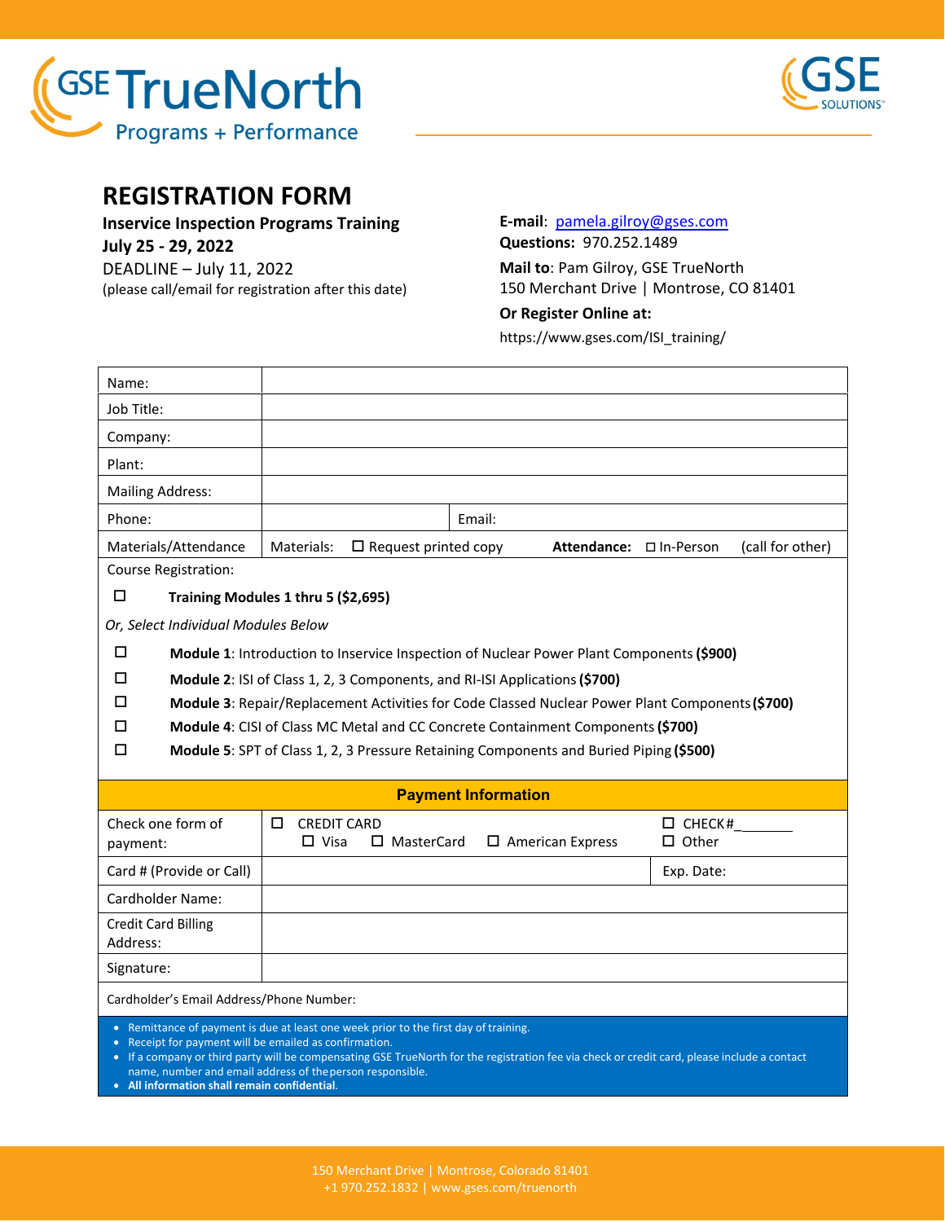GSE TrueNorth
Programs + Performance

GSE SOLUTIONS

# REGISTRATION FORM

**Inservice Inspection Programs Training**
**July 25 - 29, 2022**
DEADLINE – July 11, 2022
(please call/email for registration after this date)

**E-mail**: pamela.gilroy@gses.com
**Questions:** 970.252.1489
**Mail to**: Pam Gilroy, GSE TrueNorth
150 Merchant Drive | Montrose, CO 81401
**Or Register Online at:**
https://www.gses.com/ISI_training/

| | | | |
|---|---|---|---|
| Name: | | | |
| Job Title: | | | |
| Company: | | | |
| Plant: | | | |
| Mailing Address: | | | |
| Phone: | | Email: | |
| Materials/Attendance | Materials: ☐ Request printed copy | **Attendance:** ☐ In-Person | (call for other) |

Course Registration:

☐ **Training Modules 1 thru 5 ($2,695)**

*Or, Select Individual Modules Below*

- ☐ **Module 1**: Introduction to Inservice Inspection of Nuclear Power Plant Components **($900)**
- ☐ **Module 2**: ISI of Class 1, 2, 3 Components, and RI-ISI Applications **($700)**
- ☐ **Module 3**: Repair/Replacement Activities for Code Classed Nuclear Power Plant Components **($700)**
- ☐ **Module 4**: CISI of Class MC Metal and CC Concrete Containment Components **($700)**
- ☐ **Module 5**: SPT of Class 1, 2, 3 Pressure Retaining Components and Buried Piping **($500)**

**Payment Information**

| | | |
|---|---|---|
| Check one form of payment: | ☐ CREDIT CARD<br>☐ Visa ☐ MasterCard ☐ American Express | ☐ CHECK#________<br>☐ Other |
| Card # (Provide or Call) | | Exp. Date: |
| Cardholder Name: | | |
| Credit Card Billing Address: | | |
| Signature: | | |

Cardholder's Email Address/Phone Number:

- Remittance of payment is due at least one week prior to the first day of training.
- Receipt for payment will be emailed as confirmation.
- If a company or third party will be compensating GSE TrueNorth for the registration fee via check or credit card, please include a contact name, number and email address of the person responsible.
- **All information shall remain confidential**.

150 Merchant Drive | Montrose, Colorado 81401
+1 970.252.1832 | www.gses.com/truenorth